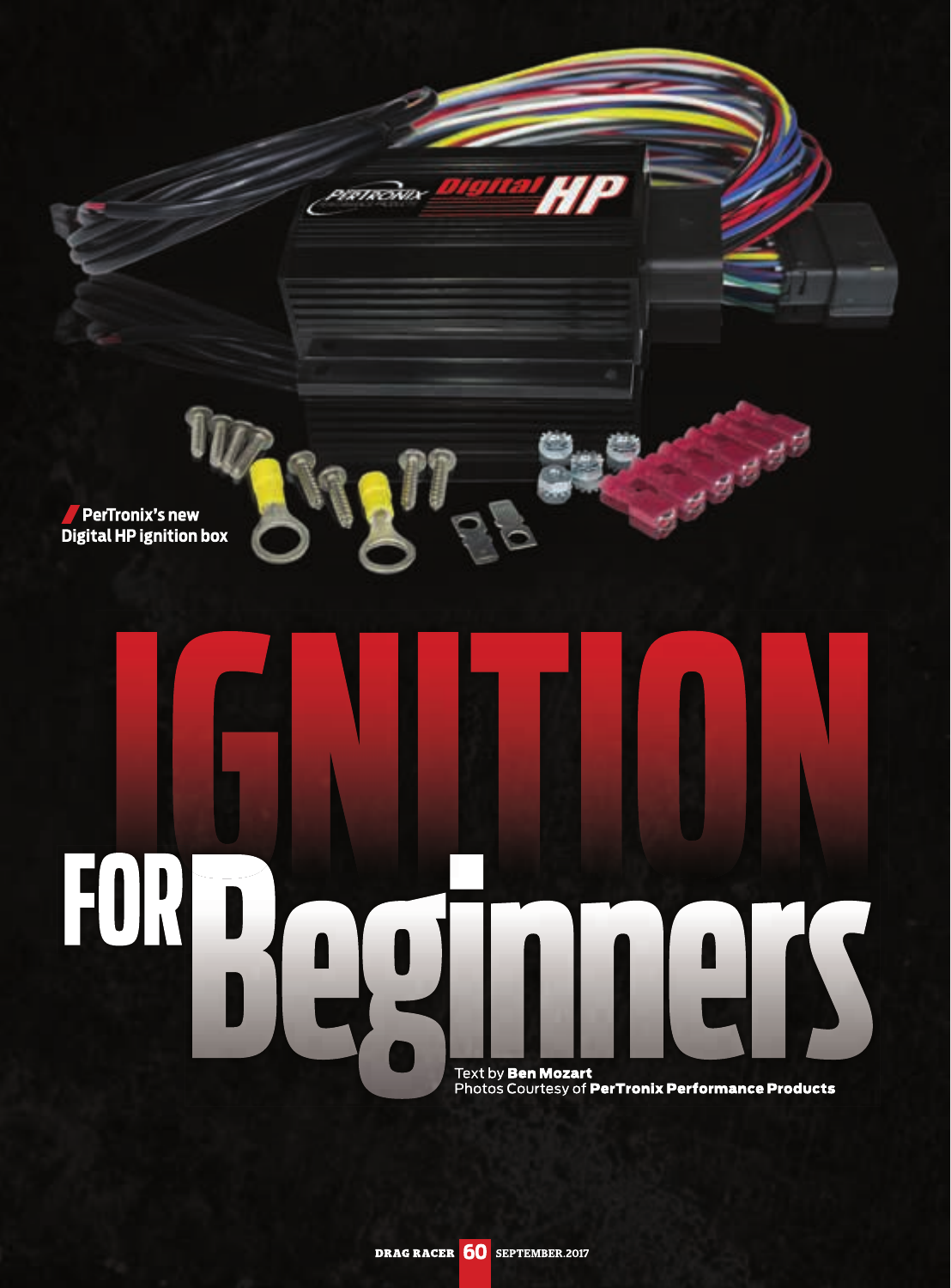PerTronix's new Digital HP ignition box

# IGNITION FOR Beginners

Text by **Ben Mozart**
Photos Courtesy of **PerTronix Performance Products**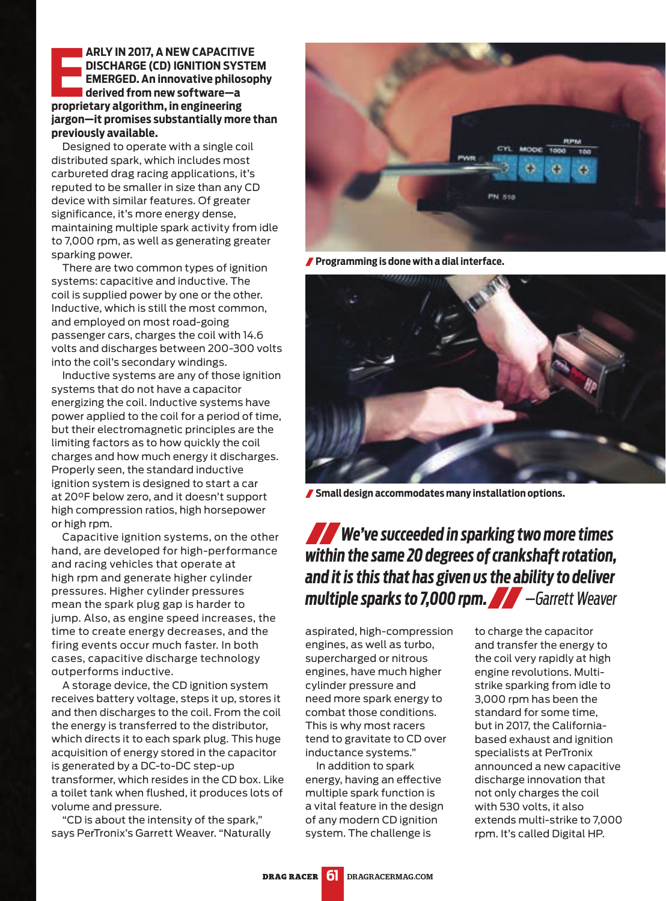**EARLY IN 2017, A NEW CAPACITIVE DISCHARGE (CD) IGNITION SYSTEM EMERGED. An innovative philosophy derived from new software—a proprietary algorithm, in engineering jargon—it promises substantially more than previously available.**

Designed to operate with a single coil distributed spark, which includes most carbureted drag racing applications, it's reputed to be smaller in size than any CD device with similar features. Of greater significance, it's more energy dense, maintaining multiple spark activity from idle to 7,000 rpm, as well as generating greater sparking power.

There are two common types of ignition systems: capacitive and inductive. The coil is supplied power by one or the other. Inductive, which is still the most common, and employed on most road-going passenger cars, charges the coil with 14.6 volts and discharges between 200-300 volts into the coil's secondary windings.

Inductive systems are any of those ignition systems that do not have a capacitor energizing the coil. Inductive systems have power applied to the coil for a period of time, but their electromagnetic principles are the limiting factors as to how quickly the coil charges and how much energy it discharges. Properly seen, the standard inductive ignition system is designed to start a car at 20ºF below zero, and it doesn't support high compression ratios, high horsepower or high rpm.

Capacitive ignition systems, on the other hand, are developed for high-performance and racing vehicles that operate at high rpm and generate higher cylinder pressures. Higher cylinder pressures mean the spark plug gap is harder to jump. Also, as engine speed increases, the time to create energy decreases, and the firing events occur much faster. In both cases, capacitive discharge technology outperforms inductive.

A storage device, the CD ignition system receives battery voltage, steps it up, stores it and then discharges to the coil. From the coil the energy is transferred to the distributor, which directs it to each spark plug. This huge acquisition of energy stored in the capacitor is generated by a DC-to-DC step-up transformer, which resides in the CD box. Like a toilet tank when flushed, it produces lots of volume and pressure.

"CD is about the intensity of the spark," says PerTronix's Garrett Weaver. "Naturally aspirated, high-compression engines, as well as turbo, supercharged or nitrous engines, have much higher cylinder pressure and need more spark energy to combat those conditions. This is why most racers tend to gravitate to CD over inductance systems."

In addition to spark energy, having an effective multiple spark function is a vital feature in the design of any modern CD ignition system. The challenge is to charge the capacitor and transfer the energy to the coil very rapidly at high engine revolutions. Multi-strike sparking from idle to 3,000 rpm has been the standard for some time, but in 2017, the California-based exhaust and ignition specialists at PerTronix announced a new capacitive discharge innovation that not only charges the coil with 530 volts, it also extends multi-strike to 7,000 rpm. It's called Digital HP.

**Programming is done with a dial interface.**

**Small design accommodates many installation options.**

> ***We've succeeded in sparking two more times within the same 20 degrees of crankshaft rotation, and it is this that has given us the ability to deliver multiple sparks to 7,000 rpm.*** *—Garrett Weaver*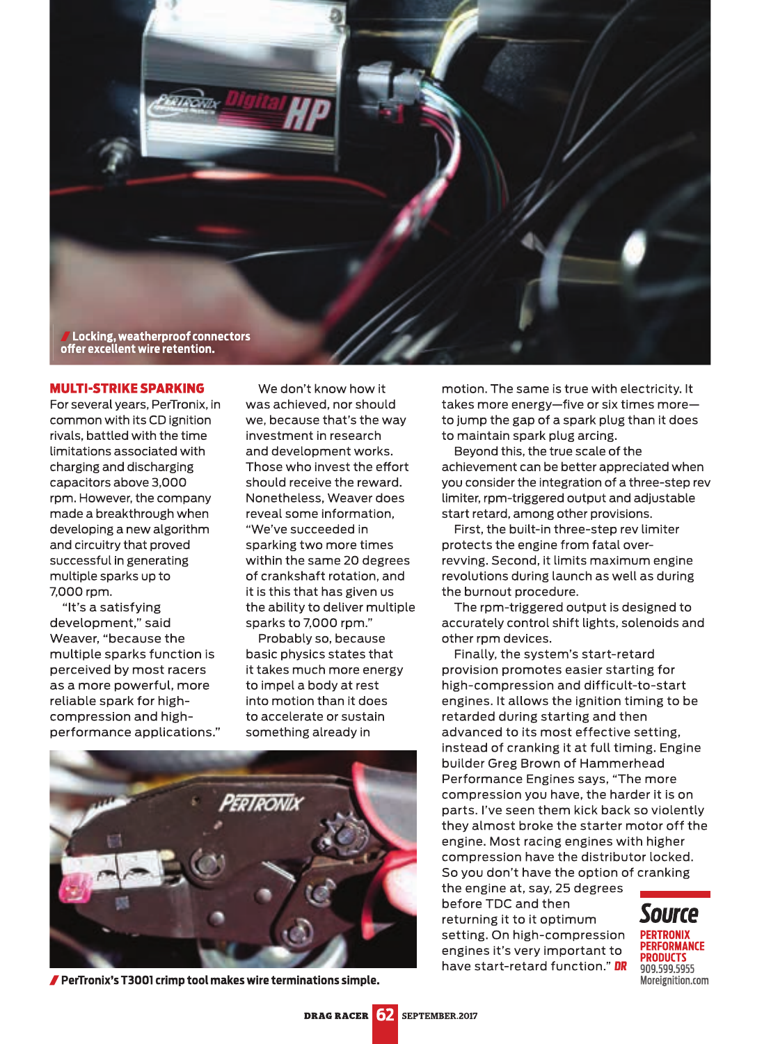Locking, weatherproof connectors offer excellent wire retention.

## MULTI-STRIKE SPARKING

For several years, PerTronix, in common with its CD ignition rivals, battled with the time limitations associated with charging and discharging capacitors above 3,000 rpm. However, the company made a breakthrough when developing a new algorithm and circuitry that proved successful in generating multiple sparks up to 7,000 rpm.

"It's a satisfying development," said Weaver, "because the multiple sparks function is perceived by most racers as a more powerful, more reliable spark for high-compression and high-performance applications."

We don't know how it was achieved, nor should we, because that's the way investment in research and development works. Those who invest the effort should receive the reward. Nonetheless, Weaver does reveal some information, "We've succeeded in sparking two more times within the same 20 degrees of crankshaft rotation, and it is this that has given us the ability to deliver multiple sparks to 7,000 rpm."

Probably so, because basic physics states that it takes much more energy to impel a body at rest into motion than it does to accelerate or sustain something already in motion. The same is true with electricity. It takes more energy—five or six times more—to jump the gap of a spark plug than it does to maintain spark plug arcing.

Beyond this, the true scale of the achievement can be better appreciated when you consider the integration of a three-step rev limiter, rpm-triggered output and adjustable start retard, among other provisions.

First, the built-in three-step rev limiter protects the engine from fatal over-revving. Second, it limits maximum engine revolutions during launch as well as during the burnout procedure.

The rpm-triggered output is designed to accurately control shift lights, solenoids and other rpm devices.

Finally, the system's start-retard provision promotes easier starting for high-compression and difficult-to-start engines. It allows the ignition timing to be retarded during starting and then advanced to its most effective setting, instead of cranking it at full timing. Engine builder Greg Brown of Hammerhead Performance Engines says, "The more compression you have, the harder it is on parts. I've seen them kick back so violently they almost broke the starter motor off the engine. Most racing engines with higher compression have the distributor locked. So you don't have the option of cranking the engine at, say, 25 degrees before TDC and then returning it to it optimum setting. On high-compression engines it's very important to have start-retard function." **DR**

PerTronix's T3001 crimp tool makes wire terminations simple.

**Source**

**PERTRONIX PERFORMANCE PRODUCTS**
909.599.5955
Moreignition.com